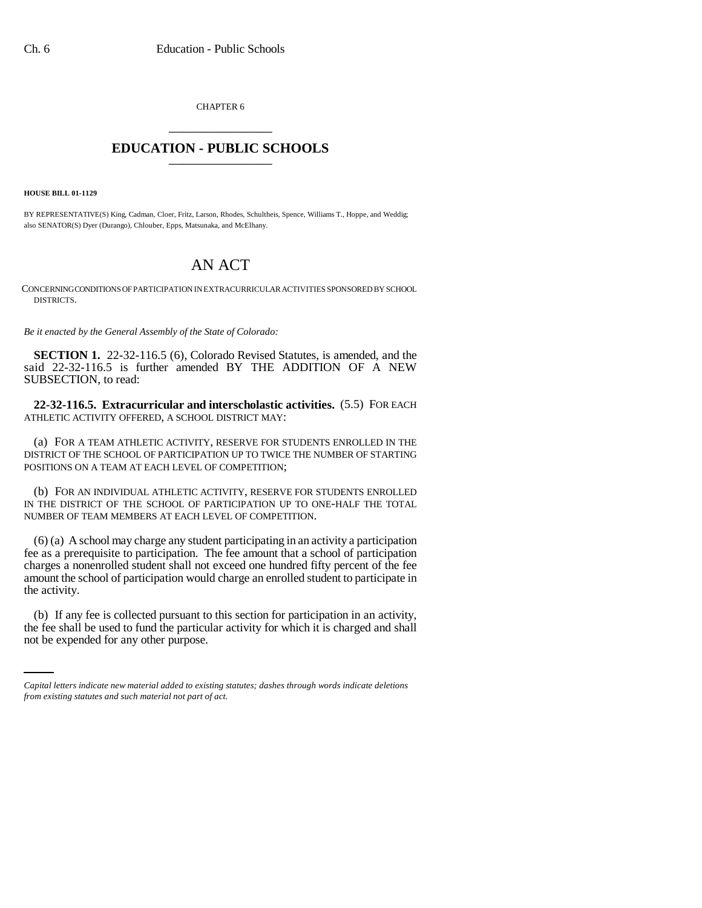CHAPTER 6

# EDUCATION - PUBLIC SCHOOLS

**HOUSE BILL 01-1129**

BY REPRESENTATIVE(S) King, Cadman, Cloer, Fritz, Larson, Rhodes, Schultheis, Spence, Williams T., Hoppe, and Weddig; also SENATOR(S) Dyer (Durango), Chlouber, Epps, Matsunaka, and McElhany.

# AN ACT

CONCERNING CONDITIONS OF PARTICIPATION IN EXTRACURRICULAR ACTIVITIES SPONSORED BY SCHOOL DISTRICTS.

*Be it enacted by the General Assembly of the State of Colorado:*

**SECTION 1.** 22-32-116.5 (6), Colorado Revised Statutes, is amended, and the said 22-32-116.5 is further amended BY THE ADDITION OF A NEW SUBSECTION, to read:

**22-32-116.5. Extracurricular and interscholastic activities.** (5.5) FOR EACH ATHLETIC ACTIVITY OFFERED, A SCHOOL DISTRICT MAY:

(a) FOR A TEAM ATHLETIC ACTIVITY, RESERVE FOR STUDENTS ENROLLED IN THE DISTRICT OF THE SCHOOL OF PARTICIPATION UP TO TWICE THE NUMBER OF STARTING POSITIONS ON A TEAM AT EACH LEVEL OF COMPETITION;

(b) FOR AN INDIVIDUAL ATHLETIC ACTIVITY, RESERVE FOR STUDENTS ENROLLED IN THE DISTRICT OF THE SCHOOL OF PARTICIPATION UP TO ONE-HALF THE TOTAL NUMBER OF TEAM MEMBERS AT EACH LEVEL OF COMPETITION.

(6) (a) A school may charge any student participating in an activity a participation fee as a prerequisite to participation. The fee amount that a school of participation charges a nonenrolled student shall not exceed one hundred fifty percent of the fee amount the school of participation would charge an enrolled student to participate in the activity.

(b) If any fee is collected pursuant to this section for participation in an activity, the fee shall be used to fund the particular activity for which it is charged and shall not be expended for any other purpose.

*Capital letters indicate new material added to existing statutes; dashes through words indicate deletions from existing statutes and such material not part of act.*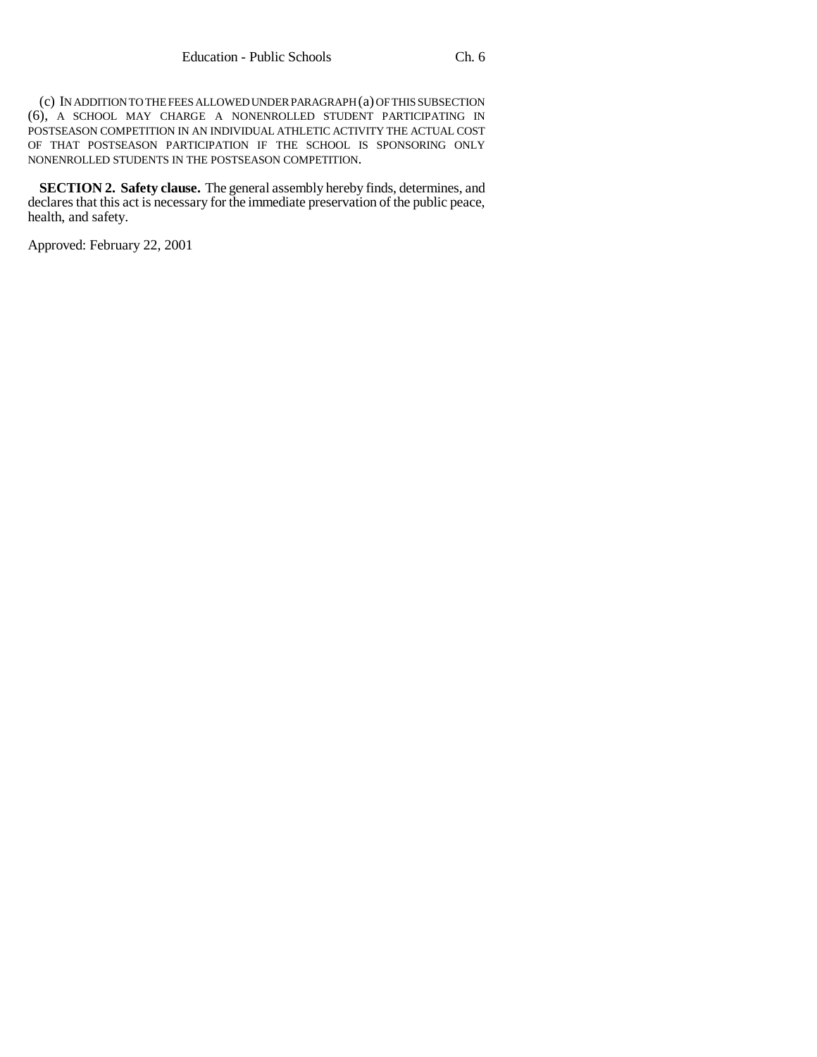(c) IN ADDITION TO THE FEES ALLOWED UNDER PARAGRAPH (a) OF THIS SUBSECTION (6), A SCHOOL MAY CHARGE A NONENROLLED STUDENT PARTICIPATING IN POSTSEASON COMPETITION IN AN INDIVIDUAL ATHLETIC ACTIVITY THE ACTUAL COST OF THAT POSTSEASON PARTICIPATION IF THE SCHOOL IS SPONSORING ONLY NONENROLLED STUDENTS IN THE POSTSEASON COMPETITION.

**SECTION 2. Safety clause.** The general assembly hereby finds, determines, and declares that this act is necessary for the immediate preservation of the public peace, health, and safety.

Approved: February 22, 2001